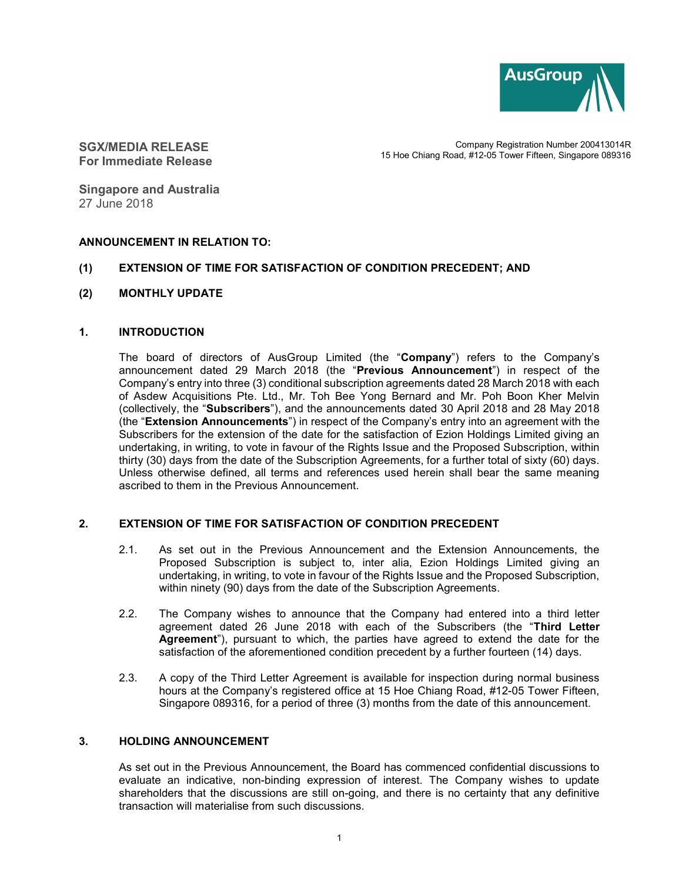**SGX/MEDIA RELEASE**
**For Immediate Release**

Company Registration Number 200413014R
15 Hoe Chiang Road, #12-05 Tower Fifteen, Singapore 089316

**Singapore and Australia**
27 June 2018

**ANNOUNCEMENT IN RELATION TO:**

**(1) EXTENSION OF TIME FOR SATISFACTION OF CONDITION PRECEDENT; AND**

**(2) MONTHLY UPDATE**

## 1. INTRODUCTION

The board of directors of AusGroup Limited (the "**Company**") refers to the Company's announcement dated 29 March 2018 (the "**Previous Announcement**") in respect of the Company's entry into three (3) conditional subscription agreements dated 28 March 2018 with each of Asdew Acquisitions Pte. Ltd., Mr. Toh Bee Yong Bernard and Mr. Poh Boon Kher Melvin (collectively, the "**Subscribers**"), and the announcements dated 30 April 2018 and 28 May 2018 (the "**Extension Announcements**") in respect of the Company's entry into an agreement with the Subscribers for the extension of the date for the satisfaction of Ezion Holdings Limited giving an undertaking, in writing, to vote in favour of the Rights Issue and the Proposed Subscription, within thirty (30) days from the date of the Subscription Agreements, for a further total of sixty (60) days. Unless otherwise defined, all terms and references used herein shall bear the same meaning ascribed to them in the Previous Announcement.

## 2. EXTENSION OF TIME FOR SATISFACTION OF CONDITION PRECEDENT

2.1. As set out in the Previous Announcement and the Extension Announcements, the Proposed Subscription is subject to, inter alia, Ezion Holdings Limited giving an undertaking, in writing, to vote in favour of the Rights Issue and the Proposed Subscription, within ninety (90) days from the date of the Subscription Agreements.

2.2. The Company wishes to announce that the Company had entered into a third letter agreement dated 26 June 2018 with each of the Subscribers (the "**Third Letter Agreement**"), pursuant to which, the parties have agreed to extend the date for the satisfaction of the aforementioned condition precedent by a further fourteen (14) days.

2.3. A copy of the Third Letter Agreement is available for inspection during normal business hours at the Company's registered office at 15 Hoe Chiang Road, #12-05 Tower Fifteen, Singapore 089316, for a period of three (3) months from the date of this announcement.

## 3. HOLDING ANNOUNCEMENT

As set out in the Previous Announcement, the Board has commenced confidential discussions to evaluate an indicative, non-binding expression of interest. The Company wishes to update shareholders that the discussions are still on-going, and there is no certainty that any definitive transaction will materialise from such discussions.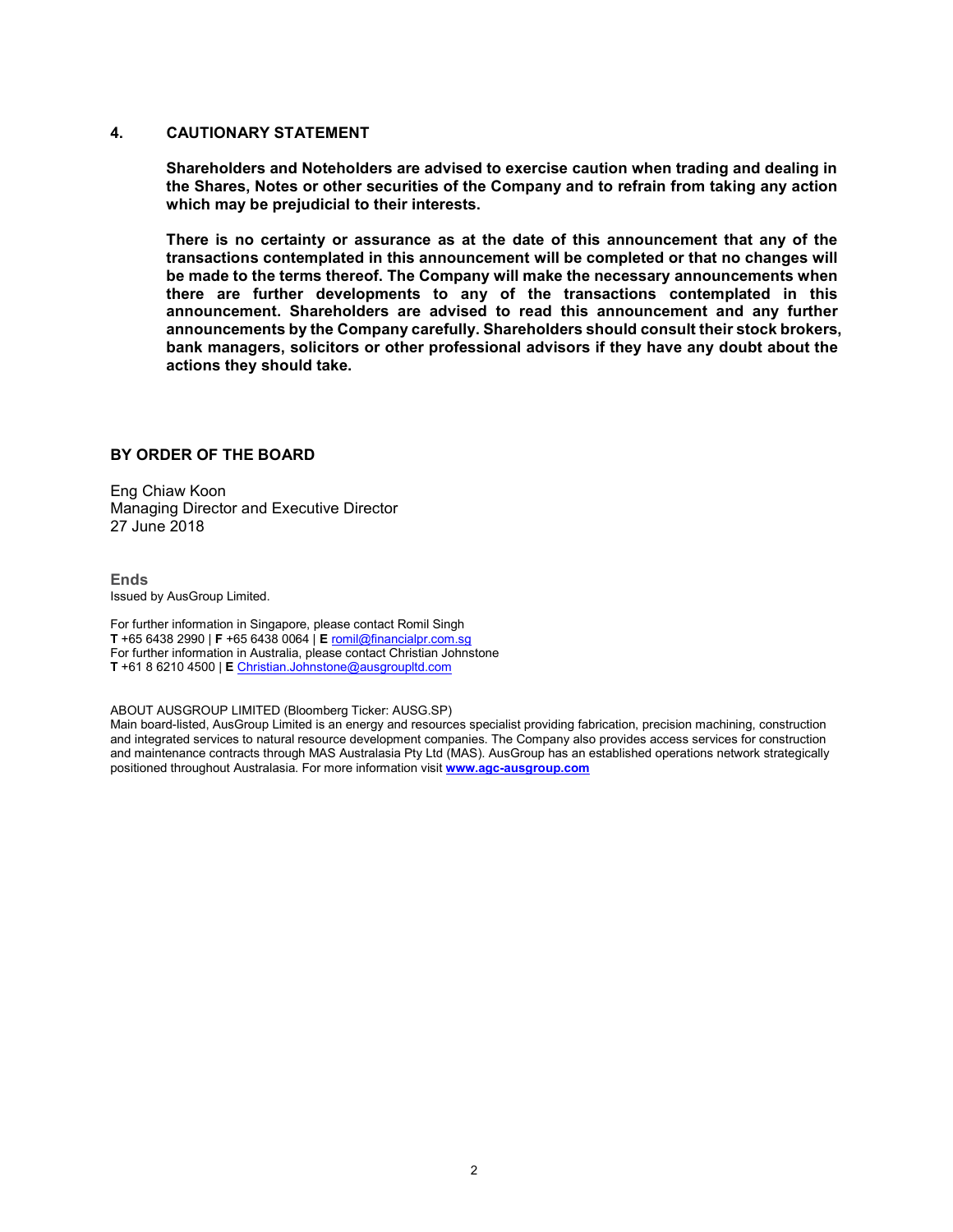## 4. CAUTIONARY STATEMENT

**Shareholders and Noteholders are advised to exercise caution when trading and dealing in the Shares, Notes or other securities of the Company and to refrain from taking any action which may be prejudicial to their interests.**

**There is no certainty or assurance as at the date of this announcement that any of the transactions contemplated in this announcement will be completed or that no changes will be made to the terms thereof. The Company will make the necessary announcements when there are further developments to any of the transactions contemplated in this announcement. Shareholders are advised to read this announcement and any further announcements by the Company carefully. Shareholders should consult their stock brokers, bank managers, solicitors or other professional advisors if they have any doubt about the actions they should take.**

**BY ORDER OF THE BOARD**

Eng Chiaw Koon
Managing Director and Executive Director
27 June 2018

**Ends**
Issued by AusGroup Limited.

For further information in Singapore, please contact Romil Singh
**T** +65 6438 2990 | **F** +65 6438 0064 | **E** romil@financialpr.com.sg
For further information in Australia, please contact Christian Johnstone
**T** +61 8 6210 4500 | **E** Christian.Johnstone@ausgroupltd.com

ABOUT AUSGROUP LIMITED (Bloomberg Ticker: AUSG.SP)
Main board-listed, AusGroup Limited is an energy and resources specialist providing fabrication, precision machining, construction and integrated services to natural resource development companies. The Company also provides access services for construction and maintenance contracts through MAS Australasia Pty Ltd (MAS). AusGroup has an established operations network strategically positioned throughout Australasia. For more information visit **www.agc-ausgroup.com**